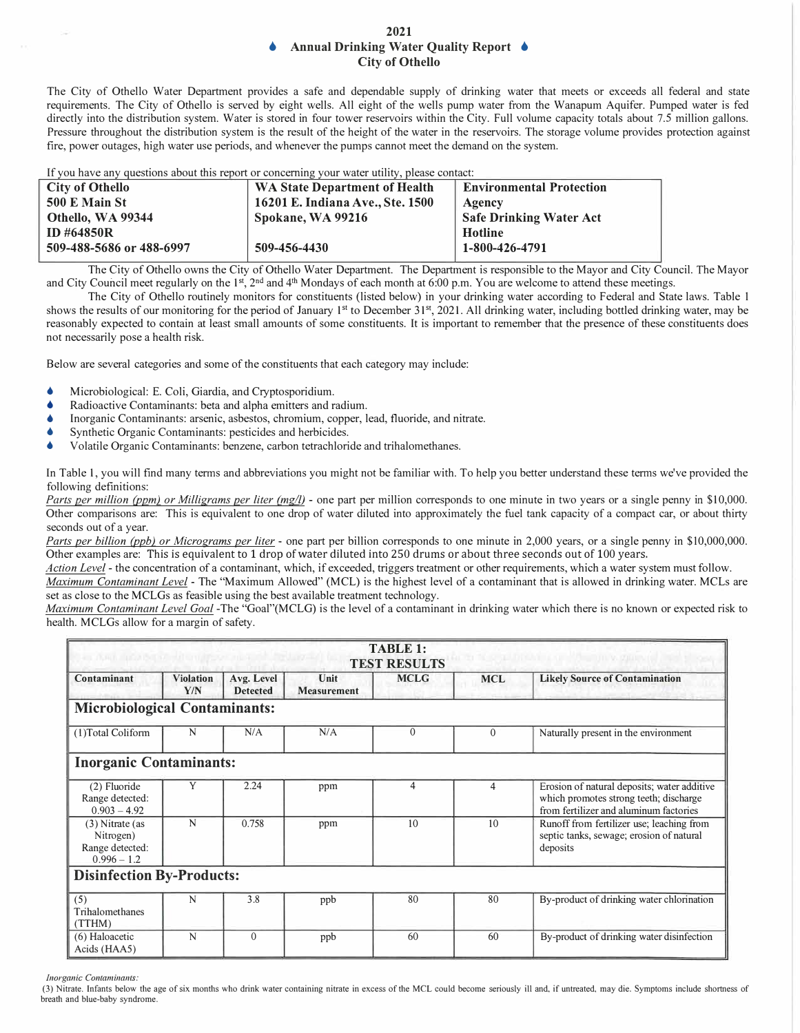# 2021

## ♦ Annual Drinking Water Quality Report ♦

## City of Othello

The City of Othello Water Department provides a safe and dependable supply of drinking water that meets or exceeds all federal and state requirements. The City of Othello is served by eight wells. All eight of the wells pump water from the Wanapum Aquifer. Pumped water is fed directly into the distribution system. Water is stored in four tower reservoirs within the City. Full volume capacity totals about 7.5 million gallons. Pressure throughout the distribution system is the result of the height of the water in the reservoirs. The storage volume provides protection against fire, power outages, high water use periods, and whenever the pumps cannot meet the demand on the system.

If you have any questions about this report or concerning your water utility, please contact:

| City of Othello | WA State Department of Health | Environmental Protection Agency |
|---|---|---|
| 500 E Main St | 16201 E. Indiana Ave., Ste. 1500 | Safe Drinking Water Act |
| Othello, WA 99344 | Spokane, WA 99216 | Hotline |
| ID #64850R | | |
| 509-488-5686 or 488-6997 | 509-456-4430 | 1-800-426-4791 |

The City of Othello owns the City of Othello Water Department. The Department is responsible to the Mayor and City Council. The Mayor and City Council meet regularly on the 1st, 2nd and 4th Mondays of each month at 6:00 p.m. You are welcome to attend these meetings.

The City of Othello routinely monitors for constituents (listed below) in your drinking water according to Federal and State laws. Table 1 shows the results of our monitoring for the period of January 1st to December 31st, 2021. All drinking water, including bottled drinking water, may be reasonably expected to contain at least small amounts of some constituents. It is important to remember that the presence of these constituents does not necessarily pose a health risk.

Below are several categories and some of the constituents that each category may include:

- Microbiological: E. Coli, Giardia, and Cryptosporidium.
- Radioactive Contaminants: beta and alpha emitters and radium.
- Inorganic Contaminants: arsenic, asbestos, chromium, copper, lead, fluoride, and nitrate.
- Synthetic Organic Contaminants: pesticides and herbicides.
- Volatile Organic Contaminants: benzene, carbon tetrachloride and trihalomethanes.

In Table 1, you will find many terms and abbreviations you might not be familiar with. To help you better understand these terms we've provided the following definitions:

*Parts per million (ppm) or Milligrams per liter (mg/l)* - one part per million corresponds to one minute in two years or a single penny in $10,000. Other comparisons are: This is equivalent to one drop of water diluted into approximately the fuel tank capacity of a compact car, or about thirty seconds out of a year.

*Parts per billion (ppb) or Micrograms per liter* - one part per billion corresponds to one minute in 2,000 years, or a single penny in $10,000,000. Other examples are: This is equivalent to 1 drop of water diluted into 250 drums or about three seconds out of 100 years.

*Action Level* - the concentration of a contaminant, which, if exceeded, triggers treatment or other requirements, which a water system must follow.

*Maximum Contaminant Level* - The "Maximum Allowed" (MCL) is the highest level of a contaminant that is allowed in drinking water. MCLs are set as close to the MCLGs as feasible using the best available treatment technology.

*Maximum Contaminant Level Goal* -The "Goal"(MCLG) is the level of a contaminant in drinking water which there is no known or expected risk to health. MCLGs allow for a margin of safety.

**TABLE 1: TEST RESULTS**

| Contaminant | Violation Y/N | Avg. Level Detected | Unit Measurement | MCLG | MCL | Likely Source of Contamination |
|---|---|---|---|---|---|---|
| **Microbiological Contaminants:** | | | | | | |
| (1)Total Coliform | N | N/A | N/A | 0 | 0 | Naturally present in the environment |
| **Inorganic Contaminants:** | | | | | | |
| (2) Fluoride Range detected: 0.903 – 4.92 | Y | 2.24 | ppm | 4 | 4 | Erosion of natural deposits; water additive which promotes strong teeth; discharge from fertilizer and aluminum factories |
| (3) Nitrate (as Nitrogen) Range detected: 0.996 – 1.2 | N | 0.758 | ppm | 10 | 10 | Runoff from fertilizer use; leaching from septic tanks, sewage; erosion of natural deposits |
| **Disinfection By-Products:** | | | | | | |
| (5) Trihalomethanes (TTHM) | N | 3.8 | ppb | 80 | 80 | By-product of drinking water chlorination |
| (6) Haloacetic Acids (HAA5) | N | 0 | ppb | 60 | 60 | By-product of drinking water disinfection |

*Inorganic Contaminants:*

(3) Nitrate. Infants below the age of six months who drink water containing nitrate in excess of the MCL could become seriously ill and, if untreated, may die. Symptoms include shortness of breath and blue-baby syndrome.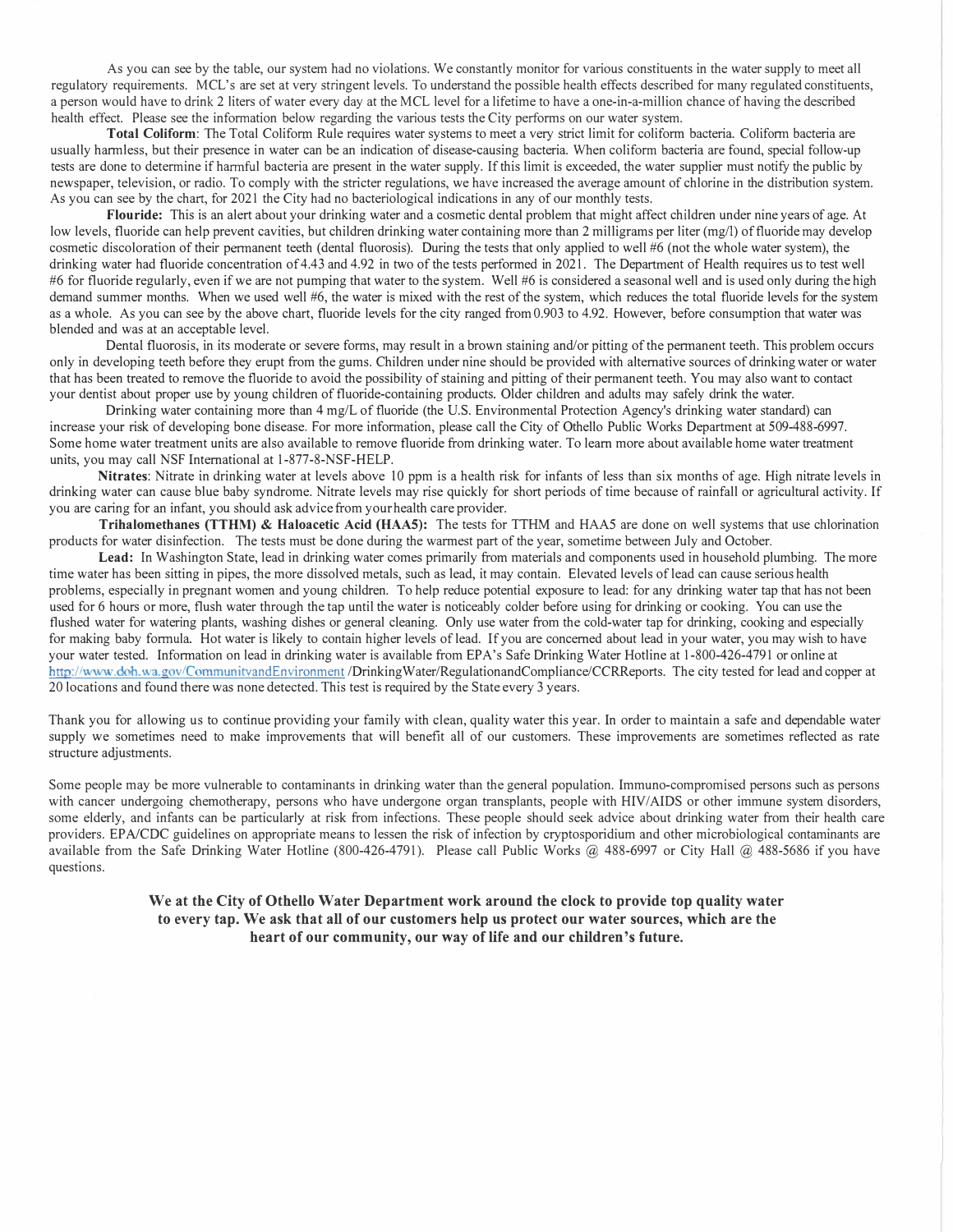As you can see by the table, our system had no violations. We constantly monitor for various constituents in the water supply to meet all regulatory requirements. MCL's are set at very stringent levels. To understand the possible health effects described for many regulated constituents, a person would have to drink 2 liters of water every day at the MCL level for a lifetime to have a one-in-a-million chance of having the described health effect. Please see the information below regarding the various tests the City performs on our water system.

**Total Coliform**: The Total Coliform Rule requires water systems to meet a very strict limit for coliform bacteria. Coliform bacteria are usually harmless, but their presence in water can be an indication of disease-causing bacteria. When coliform bacteria are found, special follow-up tests are done to determine if harmful bacteria are present in the water supply. If this limit is exceeded, the water supplier must notify the public by newspaper, television, or radio. To comply with the stricter regulations, we have increased the average amount of chlorine in the distribution system. As you can see by the chart, for 2021 the City had no bacteriological indications in any of our monthly tests.

**Flouride:** This is an alert about your drinking water and a cosmetic dental problem that might affect children under nine years of age. At low levels, fluoride can help prevent cavities, but children drinking water containing more than 2 milligrams per liter (mg/l) of fluoride may develop cosmetic discoloration of their permanent teeth (dental fluorosis). During the tests that only applied to well #6 (not the whole water system), the drinking water had fluoride concentration of 4.43 and 4.92 in two of the tests performed in 2021. The Department of Health requires us to test well #6 for fluoride regularly, even if we are not pumping that water to the system. Well #6 is considered a seasonal well and is used only during the high demand summer months. When we used well #6, the water is mixed with the rest of the system, which reduces the total fluoride levels for the system as a whole. As you can see by the above chart, fluoride levels for the city ranged from 0.903 to 4.92. However, before consumption that water was blended and was at an acceptable level.

Dental fluorosis, in its moderate or severe forms, may result in a brown staining and/or pitting of the permanent teeth. This problem occurs only in developing teeth before they erupt from the gums. Children under nine should be provided with alternative sources of drinking water or water that has been treated to remove the fluoride to avoid the possibility of staining and pitting of their permanent teeth. You may also want to contact your dentist about proper use by young children of fluoride-containing products. Older children and adults may safely drink the water.

Drinking water containing more than 4 mg/L of fluoride (the U.S. Environmental Protection Agency's drinking water standard) can increase your risk of developing bone disease. For more information, please call the City of Othello Public Works Department at 509-488-6997. Some home water treatment units are also available to remove fluoride from drinking water. To learn more about available home water treatment units, you may call NSF International at 1-877-8-NSF-HELP.

**Nitrates**: Nitrate in drinking water at levels above 10 ppm is a health risk for infants of less than six months of age. High nitrate levels in drinking water can cause blue baby syndrome. Nitrate levels may rise quickly for short periods of time because of rainfall or agricultural activity. If you are caring for an infant, you should ask advice from your health care provider.

**Trihalomethanes (TTHM) & Haloacetic Acid (HAA5):** The tests for TTHM and HAA5 are done on well systems that use chlorination products for water disinfection. The tests must be done during the warmest part of the year, sometime between July and October.

**Lead:** In Washington State, lead in drinking water comes primarily from materials and components used in household plumbing. The more time water has been sitting in pipes, the more dissolved metals, such as lead, it may contain. Elevated levels of lead can cause serious health problems, especially in pregnant women and young children. To help reduce potential exposure to lead: for any drinking water tap that has not been used for 6 hours or more, flush water through the tap until the water is noticeably colder before using for drinking or cooking. You can use the flushed water for watering plants, washing dishes or general cleaning. Only use water from the cold-water tap for drinking, cooking and especially for making baby formula. Hot water is likely to contain higher levels of lead. If you are concerned about lead in your water, you may wish to have your water tested. Information on lead in drinking water is available from EPA's Safe Drinking Water Hotline at 1-800-426-4791 or online at http://www.doh.wa.gov/CommunityandEnvironment /DrinkingWater/RegulationandCompliance/CCRReports. The city tested for lead and copper at 20 locations and found there was none detected. This test is required by the State every 3 years.

Thank you for allowing us to continue providing your family with clean, quality water this year. In order to maintain a safe and dependable water supply we sometimes need to make improvements that will benefit all of our customers. These improvements are sometimes reflected as rate structure adjustments.

Some people may be more vulnerable to contaminants in drinking water than the general population. Immuno-compromised persons such as persons with cancer undergoing chemotherapy, persons who have undergone organ transplants, people with HIV/AIDS or other immune system disorders, some elderly, and infants can be particularly at risk from infections. These people should seek advice about drinking water from their health care providers. EPA/CDC guidelines on appropriate means to lessen the risk of infection by cryptosporidium and other microbiological contaminants are available from the Safe Drinking Water Hotline (800-426-4791). Please call Public Works @ 488-6997 or City Hall @ 488-5686 if you have questions.

**We at the City of Othello Water Department work around the clock to provide top quality water to every tap. We ask that all of our customers help us protect our water sources, which are the heart of our community, our way of life and our children's future.**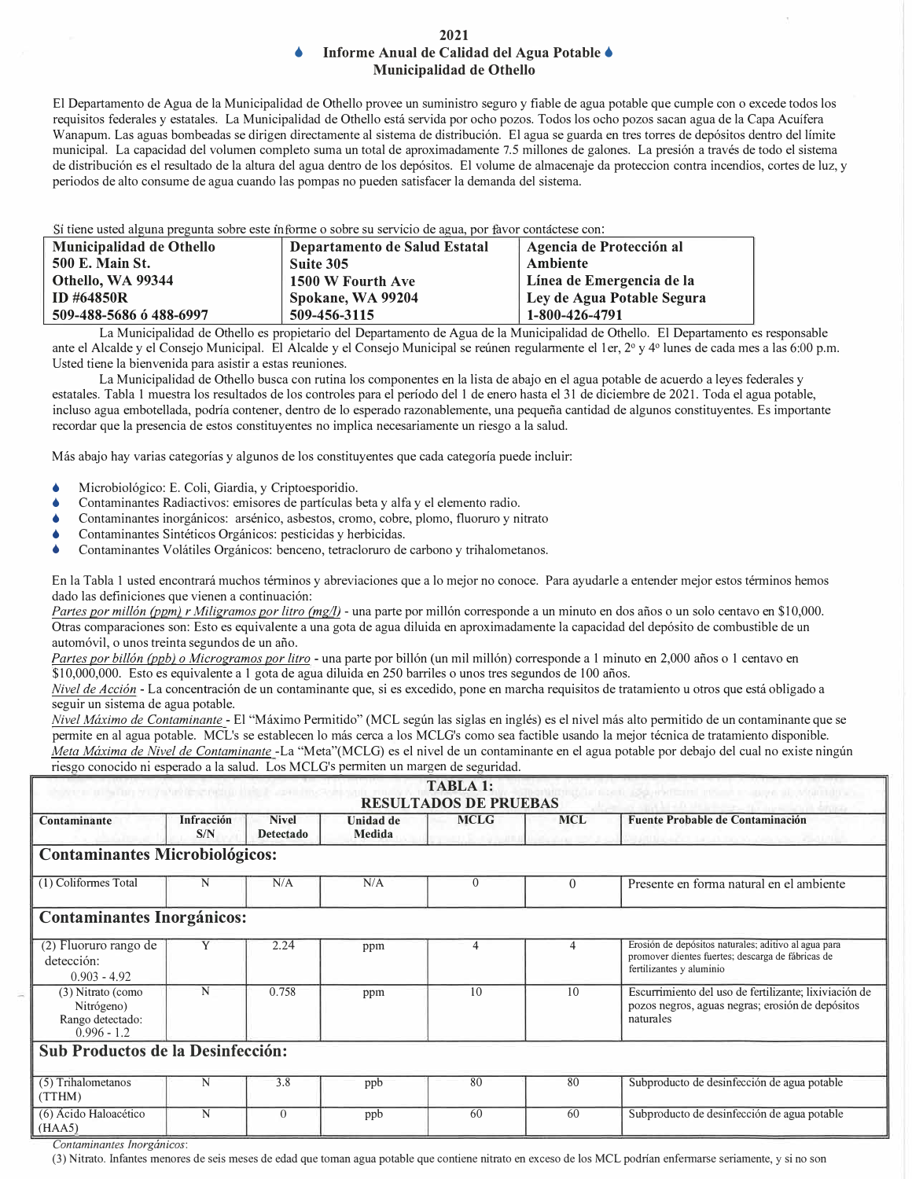**2021**

# ♦ Informe Anual de Calidad del Agua Potable ♦
## Municipalidad de Othello

El Departamento de Agua de la Municipalidad de Othello provee un suministro seguro y fiable de agua potable que cumple con o excede todos los requisitos federales y estatales. La Municipalidad de Othello está servida por ocho pozos. Todos los ocho pozos sacan agua de la Capa Acuífera Wanapum. Las aguas bombeadas se dirigen directamente al sistema de distribución. El agua se guarda en tres torres de depósitos dentro del límite municipal. La capacidad del volumen completo suma un total de aproximadamente 7.5 millones de galones. La presión a través de todo el sistema de distribución es el resultado de la altura del agua dentro de los depósitos. El volume de almacenaje da proteccion contra incendios, cortes de luz, y periodos de alto consume de agua cuando las pompas no pueden satisfacer la demanda del sistema.

Si tiene usted alguna pregunta sobre este informe o sobre su servicio de agua, por favor contáctese con:

| Municipalidad de Othello | Departamento de Salud Estatal | Agencia de Protección al Ambiente |
|---|---|---|
| 500 E. Main St. | Suite 305 | Línea de Emergencia de la |
| Othello, WA 99344 | 1500 W Fourth Ave | Ley de Agua Potable Segura |
| ID #64850R | Spokane, WA 99204 | 1-800-426-4791 |
| 509-488-5686 ó 488-6997 | 509-456-3115 | |

La Municipalidad de Othello es propietario del Departamento de Agua de la Municipalidad de Othello. El Departamento es responsable ante el Alcalde y el Consejo Municipal. El Alcalde y el Consejo Municipal se reúnen regularmente el 1er, 2º y 4º lunes de cada mes a las 6:00 p.m. Usted tiene la bienvenida para asistir a estas reuniones.

La Municipalidad de Othello busca con rutina los componentes en la lista de abajo en el agua potable de acuerdo a leyes federales y estatales. Tabla 1 muestra los resultados de los controles para el período del 1 de enero hasta el 31 de diciembre de 2021. Toda el agua potable, incluso agua embotellada, podría contener, dentro de lo esperado razonablemente, una pequeña cantidad de algunos constituyentes. Es importante recordar que la presencia de estos constituyentes no implica necesariamente un riesgo a la salud.

Más abajo hay varias categorías y algunos de los constituyentes que cada categoría puede incluir:

- Microbiológico: E. Coli, Giardia, y Criptoesporidio.
- Contaminantes Radiactivos: emisores de partículas beta y alfa y el elemento radio.
- Contaminantes inorgánicos: arsénico, asbestos, cromo, cobre, plomo, fluoruro y nitrato
- Contaminantes Sintéticos Orgánicos: pesticidas y herbicidas.
- Contaminantes Volátiles Orgánicos: benceno, tetracloruro de carbono y trihalometanos.

En la Tabla 1 usted encontrará muchos términos y abreviaciones que a lo mejor no conoce. Para ayudarle a entender mejor estos términos hemos dado las definiciones que vienen a continuación:

*Partes por millón (ppm) r Miligramos por litro (mg/l)* - una parte por millón corresponde a un minuto en dos años o un solo centavo en $10,000. Otras comparaciones son: Esto es equivalente a una gota de agua diluida en aproximadamente la capacidad del depósito de combustible de un automóvil, o unos treinta segundos de un año.

*Partes por billón (ppb) o Microgramos por litro* - una parte por billón (un mil millón) corresponde a 1 minuto en 2,000 años o 1 centavo en $10,000,000. Esto es equivalente a 1 gota de agua diluida en 250 barriles o unos tres segundos de 100 años.

*Nivel de Acción* - La concentración de un contaminante que, si es excedido, pone en marcha requisitos de tratamiento u otros que está obligado a seguir un sistema de agua potable.

*Nivel Máximo de Contaminante* - El "Máximo Permitido" (MCL según las siglas en inglés) es el nivel más alto permitido de un contaminante que se permite en al agua potable. MCL's se establecen lo más cerca a los MCLG's como sea factible usando la mejor técnica de tratamiento disponible.

*Meta Máxima de Nivel de Contaminante* -La "Meta"(MCLG) es el nivel de un contaminante en el agua potable por debajo del cual no existe ningún riesgo conocido ni esperado a la salud. Los MCLG's permiten un margen de seguridad.

**TABLA 1: RESULTADOS DE PRUEBAS**

| Contaminante | Infracción S/N | Nivel Detectado | Unidad de Medida | MCLG | MCL | Fuente Probable de Contaminación |
|---|---|---|---|---|---|---|
| **Contaminantes Microbiológicos:** | | | | | | |
| (1) Coliformes Total | N | N/A | N/A | 0 | 0 | Presente en forma natural en el ambiente |
| **Contaminantes Inorgánicos:** | | | | | | |
| (2) Fluoruro rango de detección: 0.903 - 4.92 | Y | 2.24 | ppm | 4 | 4 | Erosión de depósitos naturales; aditivo al agua para promover dientes fuertes; descarga de fábricas de fertilizantes y aluminio |
| (3) Nitrato (como Nitrógeno) Rango detectado: 0.996 - 1.2 | N | 0.758 | ppm | 10 | 10 | Escurrimiento del uso de fertilizante; lixiviación de pozos negros, aguas negras; erosión de depósitos naturales |
| **Sub Productos de la Desinfección:** | | | | | | |
| (5) Trihalometanos (TTHM) | N | 3.8 | ppb | 80 | 80 | Subproducto de desinfección de agua potable |
| (6) Ácido Haloacético (HAA5) | N | 0 | ppb | 60 | 60 | Subproducto de desinfección de agua potable |

*Contaminantes Inorgánicos:*

(3) Nitrato. Infantes menores de seis meses de edad que toman agua potable que contiene nitrato en exceso de los MCL podrían enfermarse seriamente, y si no son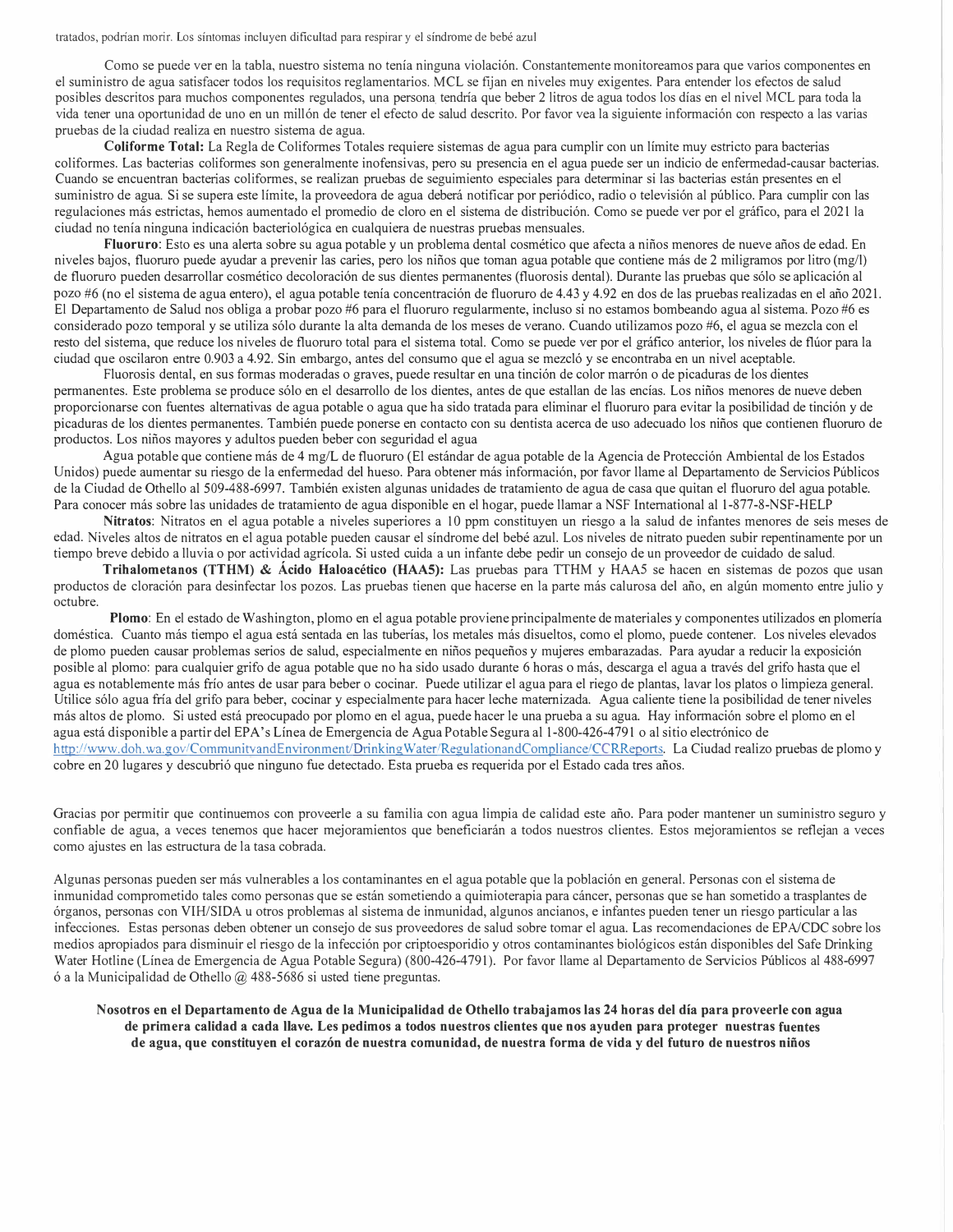tratados, podrían morir. Los síntomas incluyen dificultad para respirar y el síndrome de bebé azul

Como se puede ver en la tabla, nuestro sistema no tenía ninguna violación. Constantemente monitoreamos para que varios componentes en el suministro de agua satisfacer todos los requisitos reglamentarios. MCL se fijan en niveles muy exigentes. Para entender los efectos de salud posibles descritos para muchos componentes regulados, una persona tendría que beber 2 litros de agua todos los días en el nivel MCL para toda la vida tener una oportunidad de uno en un millón de tener el efecto de salud descrito. Por favor vea la siguiente información con respecto a las varias pruebas de la ciudad realiza en nuestro sistema de agua.

**Coliforme Total:** La Regla de Coliformes Totales requiere sistemas de agua para cumplir con un límite muy estricto para bacterias coliformes. Las bacterias coliformes son generalmente inofensivas, pero su presencia en el agua puede ser un indicio de enfermedad-causar bacterias. Cuando se encuentran bacterias coliformes, se realizan pruebas de seguimiento especiales para determinar si las bacterias están presentes en el suministro de agua. Si se supera este límite, la proveedora de agua deberá notificar por periódico, radio o televisión al público. Para cumplir con las regulaciones más estrictas, hemos aumentado el promedio de cloro en el sistema de distribución. Como se puede ver por el gráfico, para el 2021 la ciudad no tenía ninguna indicación bacteriológica en cualquiera de nuestras pruebas mensuales.

**Fluoruro**: Esto es una alerta sobre su agua potable y un problema dental cosmético que afecta a niños menores de nueve años de edad. En niveles bajos, fluoruro puede ayudar a prevenir las caries, pero los niños que toman agua potable que contiene más de 2 miligramos por litro (mg/l) de fluoruro pueden desarrollar cosmético decoloración de sus dientes permanentes (fluorosis dental). Durante las pruebas que sólo se aplicación al pozo #6 (no el sistema de agua entero), el agua potable tenía concentración de fluoruro de 4.43 y 4.92 en dos de las pruebas realizadas en el año 2021. El Departamento de Salud nos obliga a probar pozo #6 para el fluoruro regularmente, incluso si no estamos bombeando agua al sistema. Pozo #6 es considerado pozo temporal y se utiliza sólo durante la alta demanda de los meses de verano. Cuando utilizamos pozo #6, el agua se mezcla con el resto del sistema, que reduce los niveles de fluoruro total para el sistema total. Como se puede ver por el gráfico anterior, los niveles de flúor para la ciudad que oscilaron entre 0.903 a 4.92. Sin embargo, antes del consumo que el agua se mezcló y se encontraba en un nivel aceptable.

Fluorosis dental, en sus formas moderadas o graves, puede resultar en una tinción de color marrón o de picaduras de los dientes permanentes. Este problema se produce sólo en el desarrollo de los dientes, antes de que estallan de las encías. Los niños menores de nueve deben proporcionarse con fuentes alternativas de agua potable o agua que ha sido tratada para eliminar el fluoruro para evitar la posibilidad de tinción y de picaduras de los dientes permanentes. También puede ponerse en contacto con su dentista acerca de uso adecuado los niños que contienen fluoruro de productos. Los niños mayores y adultos pueden beber con seguridad el agua

Agua potable que contiene más de 4 mg/L de fluoruro (El estándar de agua potable de la Agencia de Protección Ambiental de los Estados Unidos) puede aumentar su riesgo de la enfermedad del hueso. Para obtener más información, por favor llame al Departamento de Servicios Públicos de la Ciudad de Othello al 509-488-6997. También existen algunas unidades de tratamiento de agua de casa que quitan el fluoruro del agua potable. Para conocer más sobre las unidades de tratamiento de agua disponible en el hogar, puede llamar a NSF International al 1-877-8-NSF-HELP

**Nitratos**: Nitratos en el agua potable a niveles superiores a 10 ppm constituyen un riesgo a la salud de infantes menores de seis meses de edad. Niveles altos de nitratos en el agua potable pueden causar el síndrome del bebé azul. Los niveles de nitrato pueden subir repentinamente por un tiempo breve debido a lluvia o por actividad agrícola. Si usted cuida a un infante debe pedir un consejo de un proveedor de cuidado de salud.

**Trihalometanos (TTHM) & Ácido Haloacético (HAA5):** Las pruebas para TTHM y HAA5 se hacen en sistemas de pozos que usan productos de cloración para desinfectar los pozos. Las pruebas tienen que hacerse en la parte más calurosa del año, en algún momento entre julio y octubre.

**Plomo**: En el estado de Washington, plomo en el agua potable proviene principalmente de materiales y componentes utilizados en plomería doméstica. Cuanto más tiempo el agua está sentada en las tuberías, los metales más disueltos, como el plomo, puede contener. Los niveles elevados de plomo pueden causar problemas serios de salud, especialmente en niños pequeños y mujeres embarazadas. Para ayudar a reducir la exposición posible al plomo: para cualquier grifo de agua potable que no ha sido usado durante 6 horas o más, descarga el agua a través del grifo hasta que el agua es notablemente más frío antes de usar para beber o cocinar. Puede utilizar el agua para el riego de plantas, lavar los platos o limpieza general. Utilice sólo agua fría del grifo para beber, cocinar y especialmente para hacer leche maternizada. Agua caliente tiene la posibilidad de tener niveles más altos de plomo. Si usted está preocupado por plomo en el agua, puede hacer le una prueba a su agua. Hay información sobre el plomo en el agua está disponible a partir del EPA's Línea de Emergencia de Agua Potable Segura al 1-800-426-4791 o al sitio electrónico de http://www.doh.wa.gov/CommunityandEnvironment/DrinkingWater/RegulationandCompliance/CCRReports. La Ciudad realizo pruebas de plomo y cobre en 20 lugares y descubrió que ninguno fue detectado. Esta prueba es requerida por el Estado cada tres años.

Gracias por permitir que continuemos con proveerle a su familia con agua limpia de calidad este año. Para poder mantener un suministro seguro y confiable de agua, a veces tenemos que hacer mejoramientos que beneficiarán a todos nuestros clientes. Estos mejoramientos se reflejan a veces como ajustes en las estructura de la tasa cobrada.

Algunas personas pueden ser más vulnerables a los contaminantes en el agua potable que la población en general. Personas con el sistema de inmunidad comprometido tales como personas que se están sometiendo a quimioterapia para cáncer, personas que se han sometido a trasplantes de órganos, personas con VIH/SIDA u otros problemas al sistema de inmunidad, algunos ancianos, e infantes pueden tener un riesgo particular a las infecciones. Estas personas deben obtener un consejo de sus proveedores de salud sobre tomar el agua. Las recomendaciones de EPA/CDC sobre los medios apropiados para disminuir el riesgo de la infección por criptoesporidio y otros contaminantes biológicos están disponibles del Safe Drinking Water Hotline (Línea de Emergencia de Agua Potable Segura) (800-426-4791). Por favor llame al Departamento de Servicios Públicos al 488-6997 ó a la Municipalidad de Othello @ 488-5686 si usted tiene preguntas.

**Nosotros en el Departamento de Agua de la Municipalidad de Othello trabajamos las 24 horas del día para proveerle con agua de primera calidad a cada llave. Les pedimos a todos nuestros clientes que nos ayuden para proteger nuestras fuentes de agua, que constituyen el corazón de nuestra comunidad, de nuestra forma de vida y del futuro de nuestros niños**